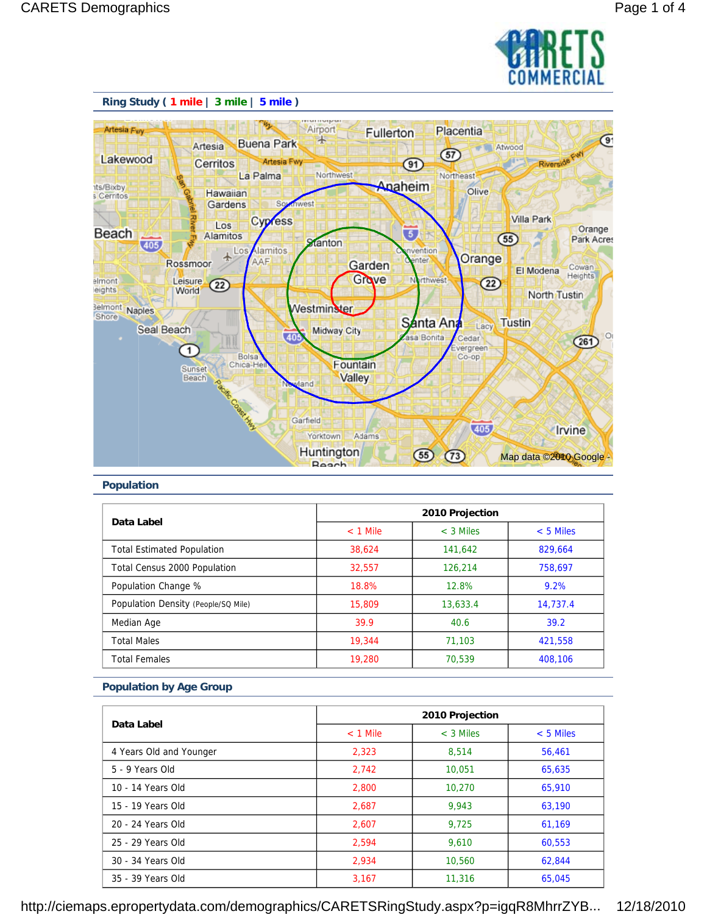## Ring Study ( 1 mile | 3 mile | 5 mile )

## Population

| Data Label | 2010 Projection | | |
|---|---|---|---|
| | < 1 Mile | < 3 Miles | < 5 Miles |
| Total Estimated Population | 38,624 | 141,642 | 829,664 |
| Total Census 2000 Population | 32,557 | 126,214 | 758,697 |
| Population Change % | 18.8% | 12.8% | 9.2% |
| Population Density (People/SQ Mile) | 15,809 | 13,633.4 | 14,737.4 |
| Median Age | 39.9 | 40.6 | 39.2 |
| Total Males | 19,344 | 71,103 | 421,558 |
| Total Females | 19,280 | 70,539 | 408,106 |

## Population by Age Group

| Data Label | 2010 Projection | | |
|---|---|---|---|
| | < 1 Mile | < 3 Miles | < 5 Miles |
| 4 Years Old and Younger | 2,323 | 8,514 | 56,461 |
| 5 - 9 Years Old | 2,742 | 10,051 | 65,635 |
| 10 - 14 Years Old | 2,800 | 10,270 | 65,910 |
| 15 - 19 Years Old | 2,687 | 9,943 | 63,190 |
| 20 - 24 Years Old | 2,607 | 9,725 | 61,169 |
| 25 - 29 Years Old | 2,594 | 9,610 | 60,553 |
| 30 - 34 Years Old | 2,934 | 10,560 | 62,844 |
| 35 - 39 Years Old | 3,167 | 11,316 | 65,045 |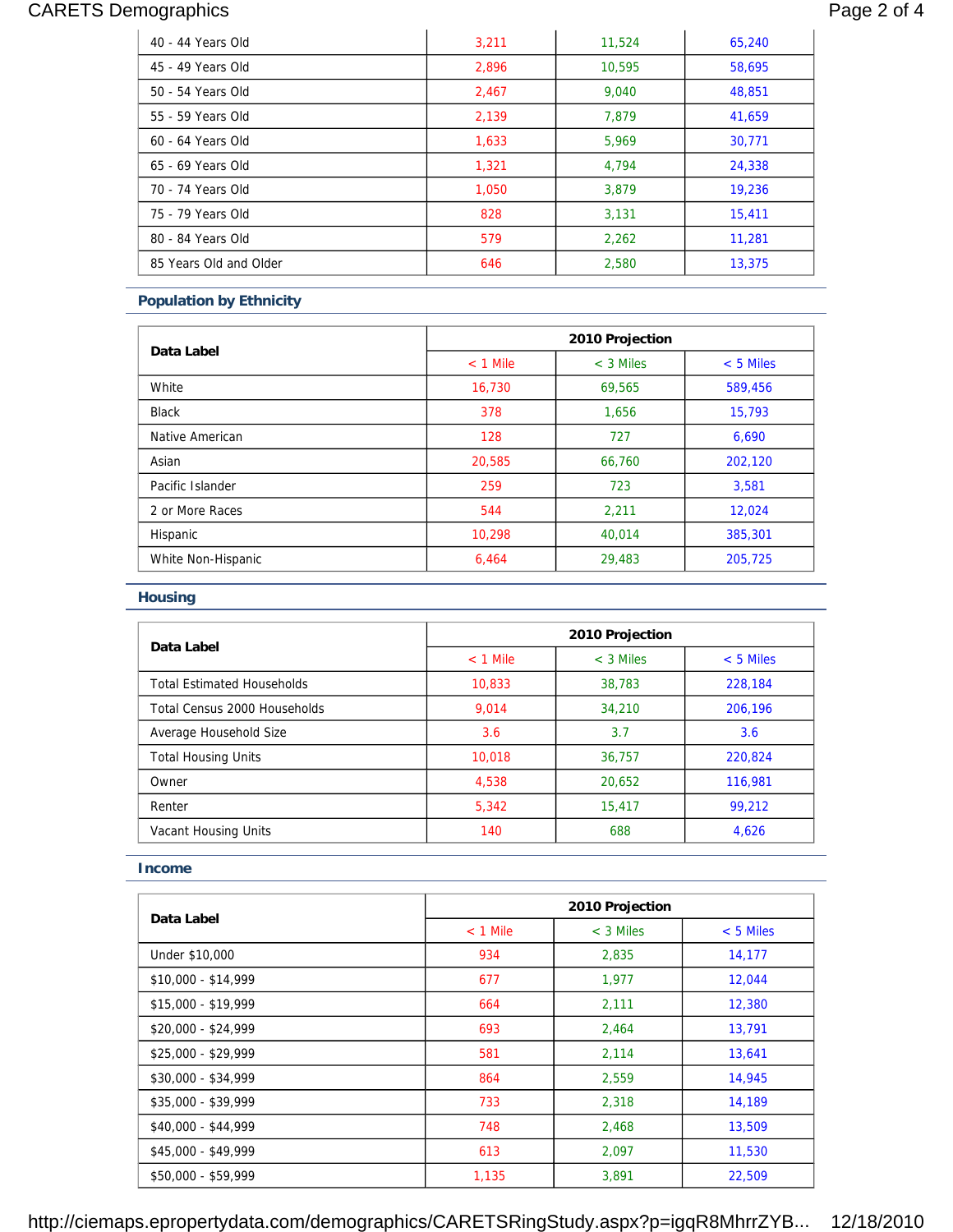| | | | |
|---|---|---|---|
| 40 - 44 Years Old | 3,211 | 11,524 | 65,240 |
| 45 - 49 Years Old | 2,896 | 10,595 | 58,695 |
| 50 - 54 Years Old | 2,467 | 9,040 | 48,851 |
| 55 - 59 Years Old | 2,139 | 7,879 | 41,659 |
| 60 - 64 Years Old | 1,633 | 5,969 | 30,771 |
| 65 - 69 Years Old | 1,321 | 4,794 | 24,338 |
| 70 - 74 Years Old | 1,050 | 3,879 | 19,236 |
| 75 - 79 Years Old | 828 | 3,131 | 15,411 |
| 80 - 84 Years Old | 579 | 2,262 | 11,281 |
| 85 Years Old and Older | 646 | 2,580 | 13,375 |

## Population by Ethnicity

| Data Label | 2010 Projection | | |
|---|---|---|---|
| | < 1 Mile | < 3 Miles | < 5 Miles |
| White | 16,730 | 69,565 | 589,456 |
| Black | 378 | 1,656 | 15,793 |
| Native American | 128 | 727 | 6,690 |
| Asian | 20,585 | 66,760 | 202,120 |
| Pacific Islander | 259 | 723 | 3,581 |
| 2 or More Races | 544 | 2,211 | 12,024 |
| Hispanic | 10,298 | 40,014 | 385,301 |
| White Non-Hispanic | 6,464 | 29,483 | 205,725 |

## Housing

| Data Label | 2010 Projection | | |
|---|---|---|---|
| | < 1 Mile | < 3 Miles | < 5 Miles |
| Total Estimated Households | 10,833 | 38,783 | 228,184 |
| Total Census 2000 Households | 9,014 | 34,210 | 206,196 |
| Average Household Size | 3.6 | 3.7 | 3.6 |
| Total Housing Units | 10,018 | 36,757 | 220,824 |
| Owner | 4,538 | 20,652 | 116,981 |
| Renter | 5,342 | 15,417 | 99,212 |
| Vacant Housing Units | 140 | 688 | 4,626 |

## Income

| Data Label | 2010 Projection | | |
|---|---|---|---|
| | < 1 Mile | < 3 Miles | < 5 Miles |
| Under $10,000 | 934 | 2,835 | 14,177 |
| $10,000 - $14,999 | 677 | 1,977 | 12,044 |
| $15,000 - $19,999 | 664 | 2,111 | 12,380 |
| $20,000 - $24,999 | 693 | 2,464 | 13,791 |
| $25,000 - $29,999 | 581 | 2,114 | 13,641 |
| $30,000 - $34,999 | 864 | 2,559 | 14,945 |
| $35,000 - $39,999 | 733 | 2,318 | 14,189 |
| $40,000 - $44,999 | 748 | 2,468 | 13,509 |
| $45,000 - $49,999 | 613 | 2,097 | 11,530 |
| $50,000 - $59,999 | 1,135 | 3,891 | 22,509 |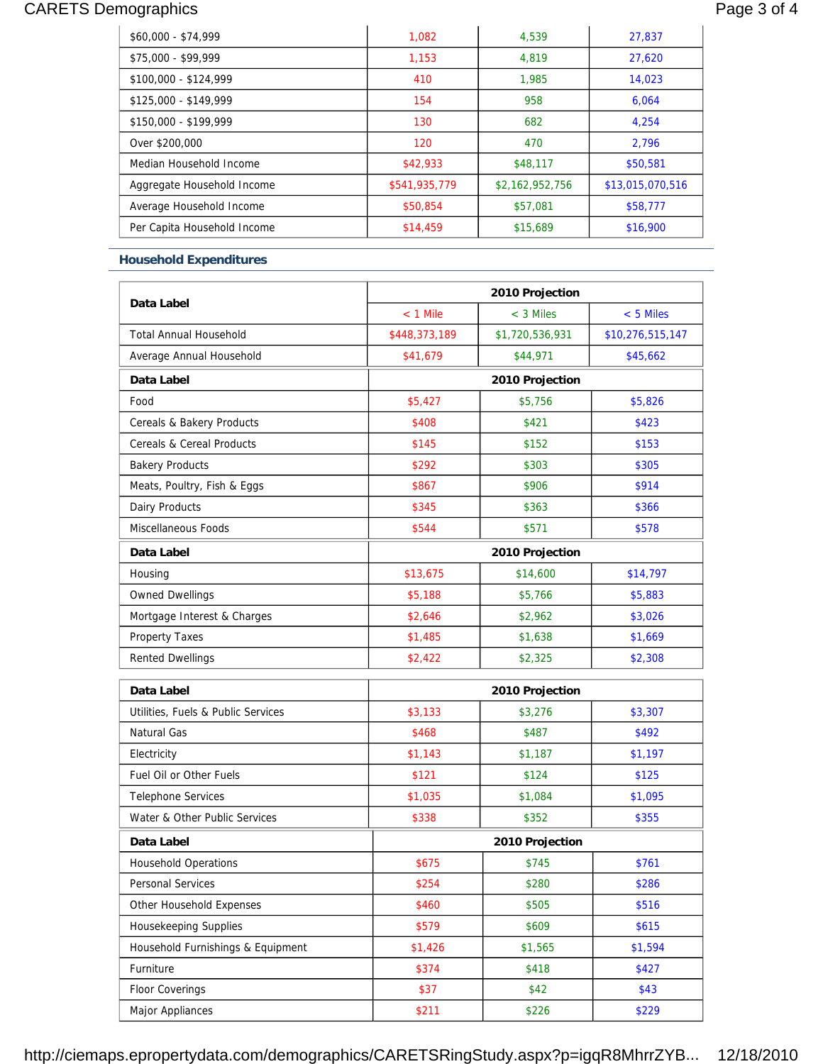| $60,000 - $74,999 | 1,082 | 4,539 | 27,837 |
|---|---|---|---|
| $75,000 - $99,999 | 1,153 | 4,819 | 27,620 |
| $100,000 - $124,999 | 410 | 1,985 | 14,023 |
| $125,000 - $149,999 | 154 | 958 | 6,064 |
| $150,000 - $199,999 | 130 | 682 | 4,254 |
| Over $200,000 | 120 | 470 | 2,796 |
| Median Household Income | $42,933 | $48,117 | $50,581 |
| Aggregate Household Income | $541,935,779 | $2,162,952,756 | $13,015,070,516 |
| Average Household Income | $50,854 | $57,081 | $58,777 |
| Per Capita Household Income | $14,459 | $15,689 | $16,900 |

## Household Expenditures

| Data Label | 2010 Projection | | |
|---|---|---|---|
| | < 1 Mile | < 3 Miles | < 5 Miles |
| Total Annual Household | $448,373,189 | $1,720,536,931 | $10,276,515,147 |
| Average Annual Household | $41,679 | $44,971 | $45,662 |

| Data Label | 2010 Projection | | |
|---|---|---|---|
| Food | $5,427 | $5,756 | $5,826 |
| Cereals & Bakery Products | $408 | $421 | $423 |
| Cereals & Cereal Products | $145 | $152 | $153 |
| Bakery Products | $292 | $303 | $305 |
| Meats, Poultry, Fish & Eggs | $867 | $906 | $914 |
| Dairy Products | $345 | $363 | $366 |
| Miscellaneous Foods | $544 | $571 | $578 |

| Data Label | 2010 Projection | | |
|---|---|---|---|
| Housing | $13,675 | $14,600 | $14,797 |
| Owned Dwellings | $5,188 | $5,766 | $5,883 |
| Mortgage Interest & Charges | $2,646 | $2,962 | $3,026 |
| Property Taxes | $1,485 | $1,638 | $1,669 |
| Rented Dwellings | $2,422 | $2,325 | $2,308 |

| Data Label | 2010 Projection | | |
|---|---|---|---|
| Utilities, Fuels & Public Services | $3,133 | $3,276 | $3,307 |
| Natural Gas | $468 | $487 | $492 |
| Electricity | $1,143 | $1,187 | $1,197 |
| Fuel Oil or Other Fuels | $121 | $124 | $125 |
| Telephone Services | $1,035 | $1,084 | $1,095 |
| Water & Other Public Services | $338 | $352 | $355 |

| Data Label | 2010 Projection | | |
|---|---|---|---|
| Household Operations | $675 | $745 | $761 |
| Personal Services | $254 | $280 | $286 |
| Other Household Expenses | $460 | $505 | $516 |
| Housekeeping Supplies | $579 | $609 | $615 |
| Household Furnishings & Equipment | $1,426 | $1,565 | $1,594 |
| Furniture | $374 | $418 | $427 |
| Floor Coverings | $37 | $42 | $43 |
| Major Appliances | $211 | $226 | $229 |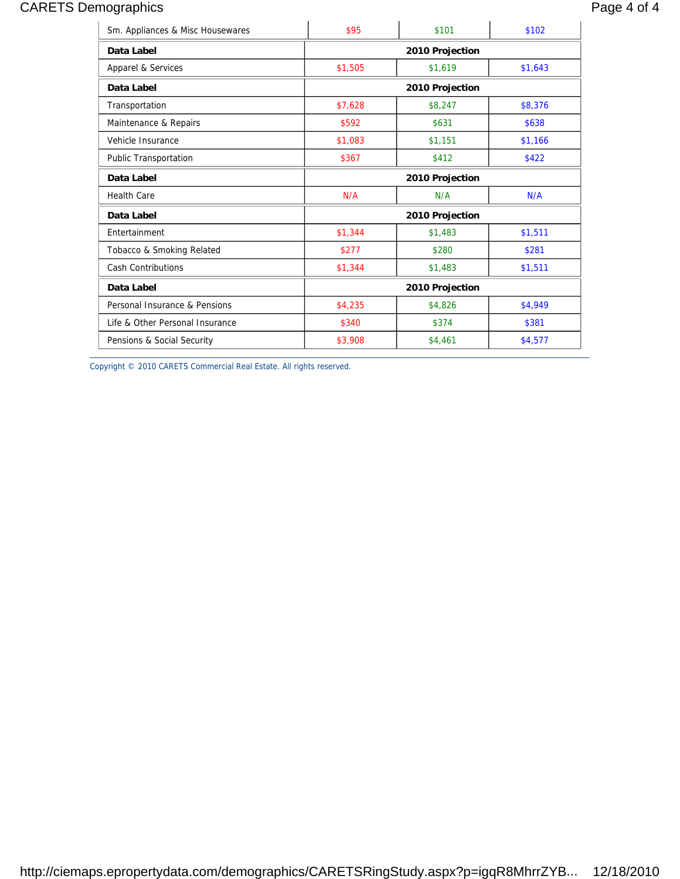| | | | |
|---|---|---|---|
| Sm. Appliances & Misc Housewares | $95 | $101 | $102 |

| Data Label | 2010 Projection | | |
|---|---|---|---|
| Apparel & Services | $1,505 | $1,619 | $1,643 |

| Data Label | 2010 Projection | | |
|---|---|---|---|
| Transportation | $7,628 | $8,247 | $8,376 |
| Maintenance & Repairs | $592 | $631 | $638 |
| Vehicle Insurance | $1,083 | $1,151 | $1,166 |
| Public Transportation | $367 | $412 | $422 |

| Data Label | 2010 Projection | | |
|---|---|---|---|
| Health Care | N/A | N/A | N/A |

| Data Label | 2010 Projection | | |
|---|---|---|---|
| Entertainment | $1,344 | $1,483 | $1,511 |
| Tobacco & Smoking Related | $277 | $280 | $281 |
| Cash Contributions | $1,344 | $1,483 | $1,511 |

| Data Label | 2010 Projection | | |
|---|---|---|---|
| Personal Insurance & Pensions | $4,235 | $4,826 | $4,949 |
| Life & Other Personal Insurance | $340 | $374 | $381 |
| Pensions & Social Security | $3,908 | $4,461 | $4,577 |

Copyright © 2010 CARETS Commercial Real Estate. All rights reserved.